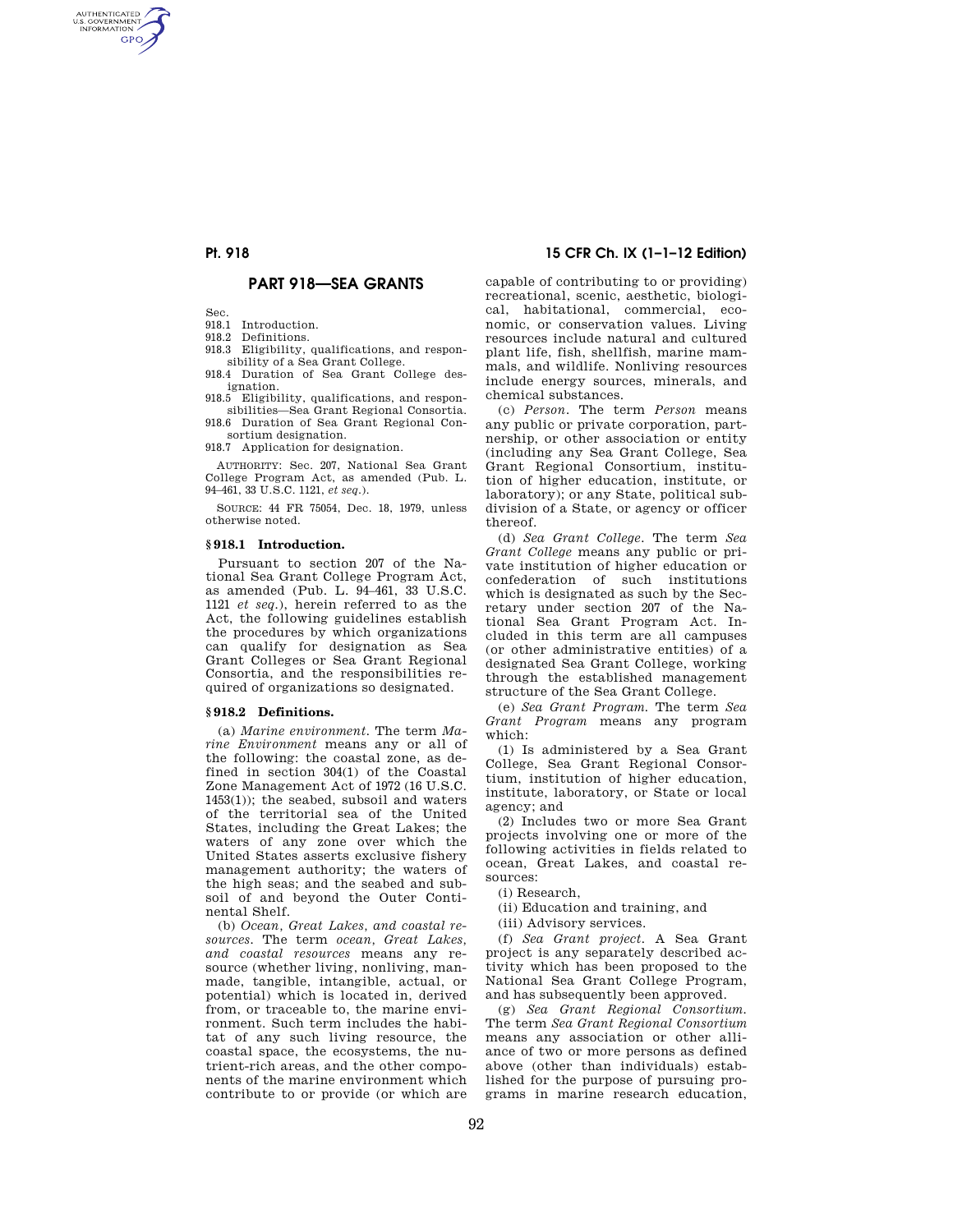# PART 918—SEA GRANTS

Sec.
918.1 Introduction.
918.2 Definitions.
918.3 Eligibility, qualifications, and responsibility of a Sea Grant College.
918.4 Duration of Sea Grant College designation.
918.5 Eligibility, qualifications, and responsibilities—Sea Grant Regional Consortia.
918.6 Duration of Sea Grant Regional Consortium designation.
918.7 Application for designation.

AUTHORITY: Sec. 207, National Sea Grant College Program Act, as amended (Pub. L. 94–461, 33 U.S.C. 1121, *et seq.*).

SOURCE: 44 FR 75054, Dec. 18, 1979, unless otherwise noted.

## § 918.1 Introduction.

Pursuant to section 207 of the National Sea Grant College Program Act, as amended (Pub. L. 94–461, 33 U.S.C. 1121 *et seq.*), herein referred to as the Act, the following guidelines establish the procedures by which organizations can qualify for designation as Sea Grant Colleges or Sea Grant Regional Consortia, and the responsibilities required of organizations so designated.

## § 918.2 Definitions.

(a) *Marine environment.* The term *Marine Environment* means any or all of the following: the coastal zone, as defined in section 304(1) of the Coastal Zone Management Act of 1972 (16 U.S.C. 1453(1)); the seabed, subsoil and waters of the territorial sea of the United States, including the Great Lakes; the waters of any zone over which the United States asserts exclusive fishery management authority; the waters of the high seas; and the seabed and subsoil of and beyond the Outer Continental Shelf.

(b) *Ocean, Great Lakes, and coastal resources.* The term *ocean, Great Lakes, and coastal resources* means any resource (whether living, nonliving, manmade, tangible, intangible, actual, or potential) which is located in, derived from, or traceable to, the marine environment. Such term includes the habitat of any such living resource, the coastal space, the ecosystems, the nutrient-rich areas, and the other components of the marine environment which contribute to or provide (or which are capable of contributing to or providing) recreational, scenic, aesthetic, biological, habitational, commercial, economic, or conservation values. Living resources include natural and cultured plant life, fish, shellfish, marine mammals, and wildlife. Nonliving resources include energy sources, minerals, and chemical substances.

(c) *Person.* The term *Person* means any public or private corporation, partnership, or other association or entity (including any Sea Grant College, Sea Grant Regional Consortium, institution of higher education, institute, or laboratory); or any State, political subdivision of a State, or agency or officer thereof.

(d) *Sea Grant College.* The term *Sea Grant College* means any public or private institution of higher education or confederation of such institutions which is designated as such by the Secretary under section 207 of the National Sea Grant Program Act. Included in this term are all campuses (or other administrative entities) of a designated Sea Grant College, working through the established management structure of the Sea Grant College.

(e) *Sea Grant Program.* The term *Sea Grant Program* means any program which:

(1) Is administered by a Sea Grant College, Sea Grant Regional Consortium, institution of higher education, institute, laboratory, or State or local agency; and

(2) Includes two or more Sea Grant projects involving one or more of the following activities in fields related to ocean, Great Lakes, and coastal resources:

(i) Research,

(ii) Education and training, and

(iii) Advisory services.

(f) *Sea Grant project.* A Sea Grant project is any separately described activity which has been proposed to the National Sea Grant College Program, and has subsequently been approved.

(g) *Sea Grant Regional Consortium.* The term *Sea Grant Regional Consortium* means any association or other alliance of two or more persons as defined above (other than individuals) established for the purpose of pursuing programs in marine research education,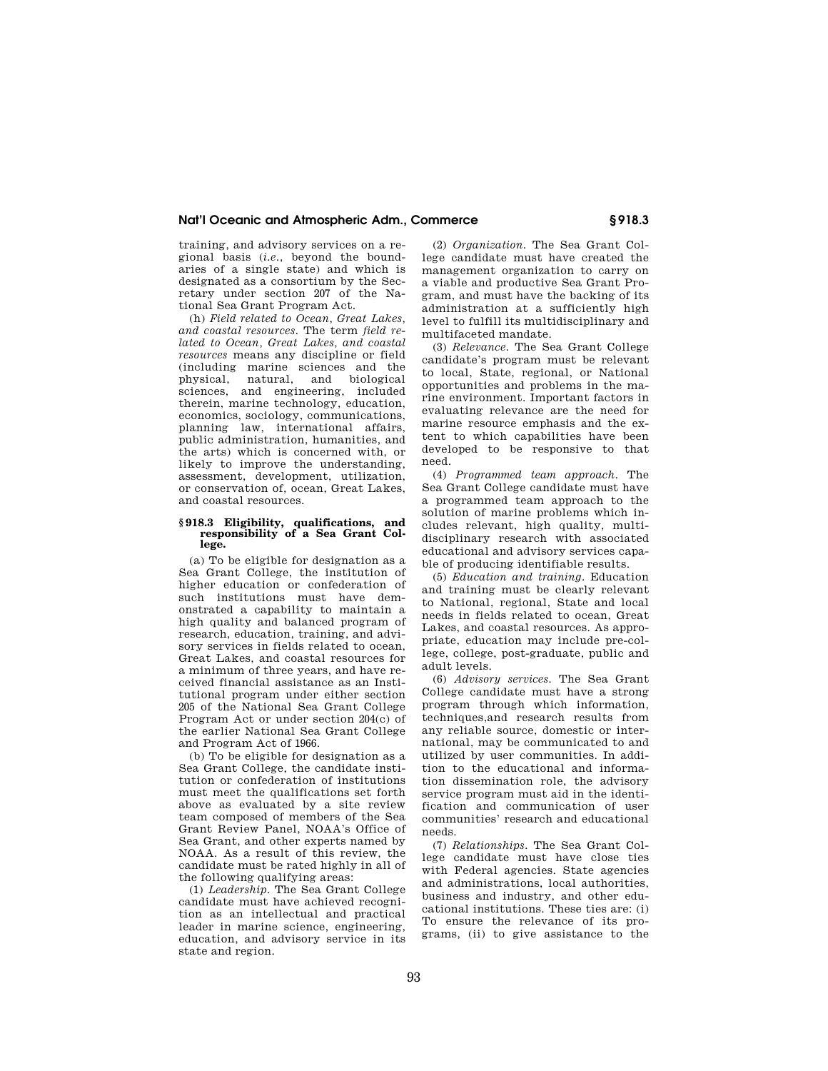training, and advisory services on a regional basis (*i.e.*, beyond the boundaries of a single state) and which is designated as a consortium by the Secretary under section 207 of the National Sea Grant Program Act.

(h) *Field related to Ocean, Great Lakes, and coastal resources.* The term *field related to Ocean, Great Lakes, and coastal resources* means any discipline or field (including marine sciences and the physical, natural, and biological sciences, and engineering, included therein, marine technology, education, economics, sociology, communications, planning law, international affairs, public administration, humanities, and the arts) which is concerned with, or likely to improve the understanding, assessment, development, utilization, or conservation of, ocean, Great Lakes, and coastal resources.

### § 918.3 Eligibility, qualifications, and responsibility of a Sea Grant College.

(a) To be eligible for designation as a Sea Grant College, the institution of higher education or confederation of such institutions must have demonstrated a capability to maintain a high quality and balanced program of research, education, training, and advisory services in fields related to ocean, Great Lakes, and coastal resources for a minimum of three years, and have received financial assistance as an Institutional program under either section 205 of the National Sea Grant College Program Act or under section 204(c) of the earlier National Sea Grant College and Program Act of 1966.

(b) To be eligible for designation as a Sea Grant College, the candidate institution or confederation of institutions must meet the qualifications set forth above as evaluated by a site review team composed of members of the Sea Grant Review Panel, NOAA's Office of Sea Grant, and other experts named by NOAA. As a result of this review, the candidate must be rated highly in all of the following qualifying areas:

(1) *Leadership.* The Sea Grant College candidate must have achieved recognition as an intellectual and practical leader in marine science, engineering, education, and advisory service in its state and region.

(2) *Organization.* The Sea Grant College candidate must have created the management organization to carry on a viable and productive Sea Grant Program, and must have the backing of its administration at a sufficiently high level to fulfill its multidisciplinary and multifaceted mandate.

(3) *Relevance.* The Sea Grant College candidate's program must be relevant to local, State, regional, or National opportunities and problems in the marine environment. Important factors in evaluating relevance are the need for marine resource emphasis and the extent to which capabilities have been developed to be responsive to that need.

(4) *Programmed team approach.* The Sea Grant College candidate must have a programmed team approach to the solution of marine problems which includes relevant, high quality, multidisciplinary research with associated educational and advisory services capable of producing identifiable results.

(5) *Education and training.* Education and training must be clearly relevant to National, regional, State and local needs in fields related to ocean, Great Lakes, and coastal resources. As appropriate, education may include pre-college, college, post-graduate, public and adult levels.

(6) *Advisory services.* The Sea Grant College candidate must have a strong program through which information, techniques,and research results from any reliable source, domestic or international, may be communicated to and utilized by user communities. In addition to the educational and information dissemination role, the advisory service program must aid in the identification and communication of user communities' research and educational needs.

(7) *Relationships.* The Sea Grant College candidate must have close ties with Federal agencies. State agencies and administrations, local authorities, business and industry, and other educational institutions. These ties are: (i) To ensure the relevance of its programs, (ii) to give assistance to the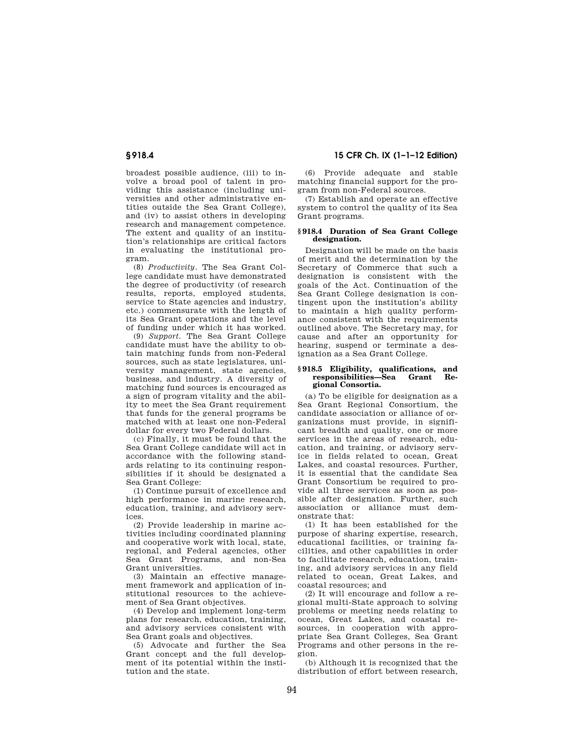broadest possible audience, (iii) to involve a broad pool of talent in providing this assistance (including universities and other administrative entities outside the Sea Grant College), and (iv) to assist others in developing research and management competence. The extent and quality of an institution's relationships are critical factors in evaluating the institutional program.

(8) *Productivity.* The Sea Grant College candidate must have demonstrated the degree of productivity (of research results, reports, employed students, service to State agencies and industry, etc.) commensurate with the length of its Sea Grant operations and the level of funding under which it has worked.

(9) *Support.* The Sea Grant College candidate must have the ability to obtain matching funds from non-Federal sources, such as state legislatures, university management, state agencies, business, and industry. A diversity of matching fund sources is encouraged as a sign of program vitality and the ability to meet the Sea Grant requirement that funds for the general programs be matched with at least one non-Federal dollar for every two Federal dollars.

(c) Finally, it must be found that the Sea Grant College candidate will act in accordance with the following standards relating to its continuing responsibilities if it should be designated a Sea Grant College:

(1) Continue pursuit of excellence and high performance in marine research, education, training, and advisory services.

(2) Provide leadership in marine activities including coordinated planning and cooperative work with local, state, regional, and Federal agencies, other Sea Grant Programs, and non-Sea Grant universities.

(3) Maintain an effective management framework and application of institutional resources to the achievement of Sea Grant objectives.

(4) Develop and implement long-term plans for research, education, training, and advisory services consistent with Sea Grant goals and objectives.

(5) Advocate and further the Sea Grant concept and the full development of its potential within the institution and the state.

(6) Provide adequate and stable matching financial support for the program from non-Federal sources.

(7) Establish and operate an effective system to control the quality of its Sea Grant programs.

### § 918.4 Duration of Sea Grant College designation.

Designation will be made on the basis of merit and the determination by the Secretary of Commerce that such a designation is consistent with the goals of the Act. Continuation of the Sea Grant College designation is contingent upon the institution's ability to maintain a high quality performance consistent with the requirements outlined above. The Secretary may, for cause and after an opportunity for hearing, suspend or terminate a designation as a Sea Grant College.

### § 918.5 Eligibility, qualifications, and responsibilities—Sea Grant Regional Consortia.

(a) To be eligible for designation as a Sea Grant Regional Consortium, the candidate association or alliance of organizations must provide, in significant breadth and quality, one or more services in the areas of research, education, and training, or advisory service in fields related to ocean, Great Lakes, and coastal resources. Further, it is essential that the candidate Sea Grant Consortium be required to provide all three services as soon as possible after designation. Further, such association or alliance must demonstrate that:

(1) It has been established for the purpose of sharing expertise, research, educational facilities, or training facilities, and other capabilities in order to facilitate research, education, training, and advisory services in any field related to ocean, Great Lakes, and coastal resources; and

(2) It will encourage and follow a regional multi-State approach to solving problems or meeting needs relating to ocean, Great Lakes, and coastal resources, in cooperation with appropriate Sea Grant Colleges, Sea Grant Programs and other persons in the region.

(b) Although it is recognized that the distribution of effort between research,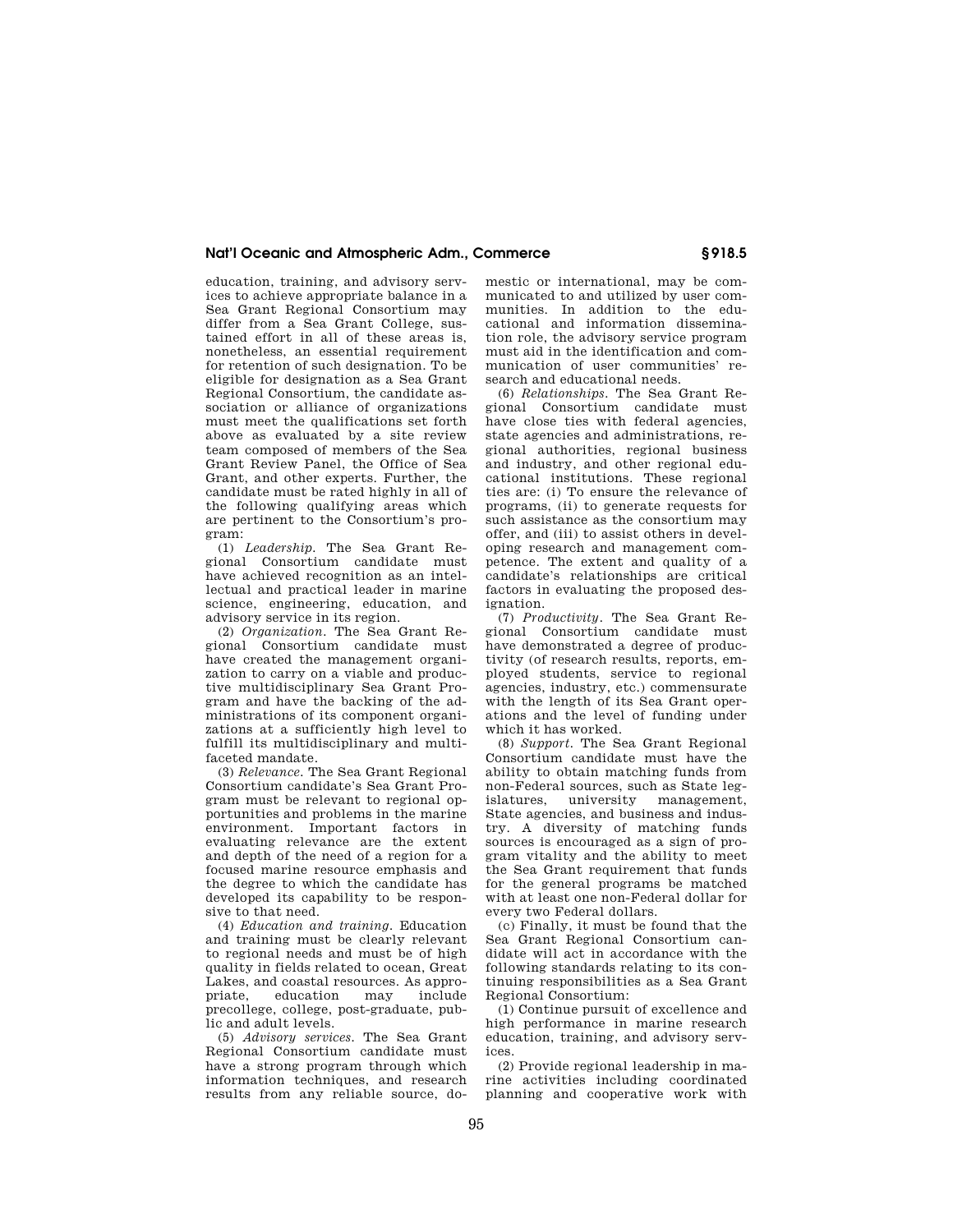education, training, and advisory services to achieve appropriate balance in a Sea Grant Regional Consortium may differ from a Sea Grant College, sustained effort in all of these areas is, nonetheless, an essential requirement for retention of such designation. To be eligible for designation as a Sea Grant Regional Consortium, the candidate association or alliance of organizations must meet the qualifications set forth above as evaluated by a site review team composed of members of the Sea Grant Review Panel, the Office of Sea Grant, and other experts. Further, the candidate must be rated highly in all of the following qualifying areas which are pertinent to the Consortium's program:

(1) *Leadership.* The Sea Grant Regional Consortium candidate must have achieved recognition as an intellectual and practical leader in marine science, engineering, education, and advisory service in its region.

(2) *Organization.* The Sea Grant Regional Consortium candidate must have created the management organization to carry on a viable and productive multidisciplinary Sea Grant Program and have the backing of the administrations of its component organizations at a sufficiently high level to fulfill its multidisciplinary and multifaceted mandate.

(3) *Relevance.* The Sea Grant Regional Consortium candidate's Sea Grant Program must be relevant to regional opportunities and problems in the marine environment. Important factors in evaluating relevance are the extent and depth of the need of a region for a focused marine resource emphasis and the degree to which the candidate has developed its capability to be responsive to that need.

(4) *Education and training.* Education and training must be clearly relevant to regional needs and must be of high quality in fields related to ocean, Great Lakes, and coastal resources. As appropriate, education may include precollege, college, post-graduate, public and adult levels.

(5) *Advisory services.* The Sea Grant Regional Consortium candidate must have a strong program through which information techniques, and research results from any reliable source, domestic or international, may be communicated to and utilized by user communities. In addition to the educational and information dissemination role, the advisory service program must aid in the identification and communication of user communities' research and educational needs.

(6) *Relationships.* The Sea Grant Regional Consortium candidate must have close ties with federal agencies, state agencies and administrations, regional authorities, regional business and industry, and other regional educational institutions. These regional ties are: (i) To ensure the relevance of programs, (ii) to generate requests for such assistance as the consortium may offer, and (iii) to assist others in developing research and management competence. The extent and quality of a candidate's relationships are critical factors in evaluating the proposed designation.

(7) *Productivity.* The Sea Grant Regional Consortium candidate must have demonstrated a degree of productivity (of research results, reports, employed students, service to regional agencies, industry, etc.) commensurate with the length of its Sea Grant operations and the level of funding under which it has worked.

(8) *Support.* The Sea Grant Regional Consortium candidate must have the ability to obtain matching funds from non-Federal sources, such as State legislatures, university management, State agencies, and business and industry. A diversity of matching funds sources is encouraged as a sign of program vitality and the ability to meet the Sea Grant requirement that funds for the general programs be matched with at least one non-Federal dollar for every two Federal dollars.

(c) Finally, it must be found that the Sea Grant Regional Consortium candidate will act in accordance with the following standards relating to its continuing responsibilities as a Sea Grant Regional Consortium:

(1) Continue pursuit of excellence and high performance in marine research education, training, and advisory services.

(2) Provide regional leadership in marine activities including coordinated planning and cooperative work with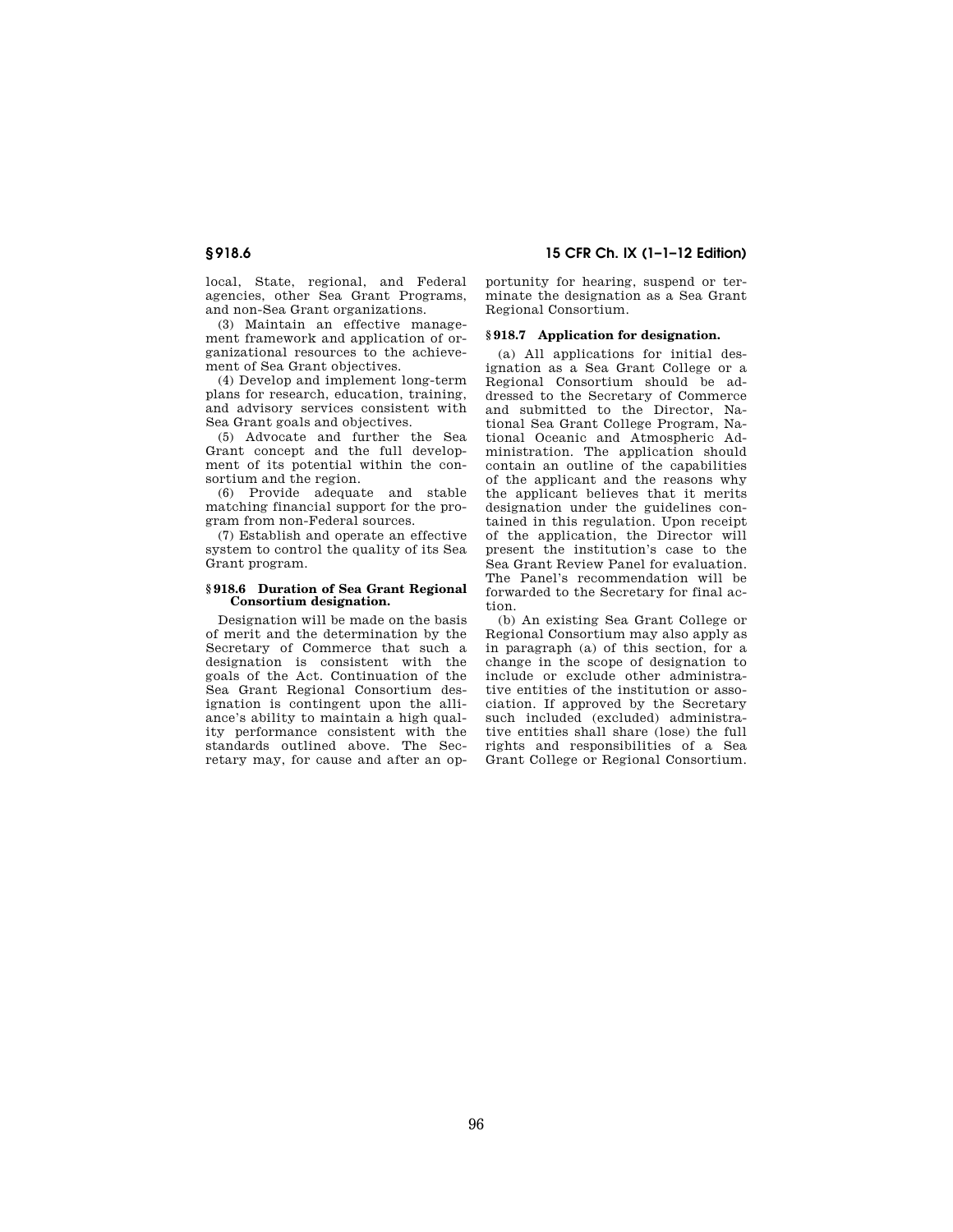local, State, regional, and Federal agencies, other Sea Grant Programs, and non-Sea Grant organizations.

(3) Maintain an effective management framework and application of organizational resources to the achievement of Sea Grant objectives.

(4) Develop and implement long-term plans for research, education, training, and advisory services consistent with Sea Grant goals and objectives.

(5) Advocate and further the Sea Grant concept and the full development of its potential within the consortium and the region.

(6) Provide adequate and stable matching financial support for the program from non-Federal sources.

(7) Establish and operate an effective system to control the quality of its Sea Grant program.

### § 918.6 Duration of Sea Grant Regional Consortium designation.

Designation will be made on the basis of merit and the determination by the Secretary of Commerce that such a designation is consistent with the goals of the Act. Continuation of the Sea Grant Regional Consortium designation is contingent upon the alliance's ability to maintain a high quality performance consistent with the standards outlined above. The Secretary may, for cause and after an opportunity for hearing, suspend or terminate the designation as a Sea Grant Regional Consortium.

### § 918.7 Application for designation.

(a) All applications for initial designation as a Sea Grant College or a Regional Consortium should be addressed to the Secretary of Commerce and submitted to the Director, National Sea Grant College Program, National Oceanic and Atmospheric Administration. The application should contain an outline of the capabilities of the applicant and the reasons why the applicant believes that it merits designation under the guidelines contained in this regulation. Upon receipt of the application, the Director will present the institution's case to the Sea Grant Review Panel for evaluation. The Panel's recommendation will be forwarded to the Secretary for final action.

(b) An existing Sea Grant College or Regional Consortium may also apply as in paragraph (a) of this section, for a change in the scope of designation to include or exclude other administrative entities of the institution or association. If approved by the Secretary such included (excluded) administrative entities shall share (lose) the full rights and responsibilities of a Sea Grant College or Regional Consortium.